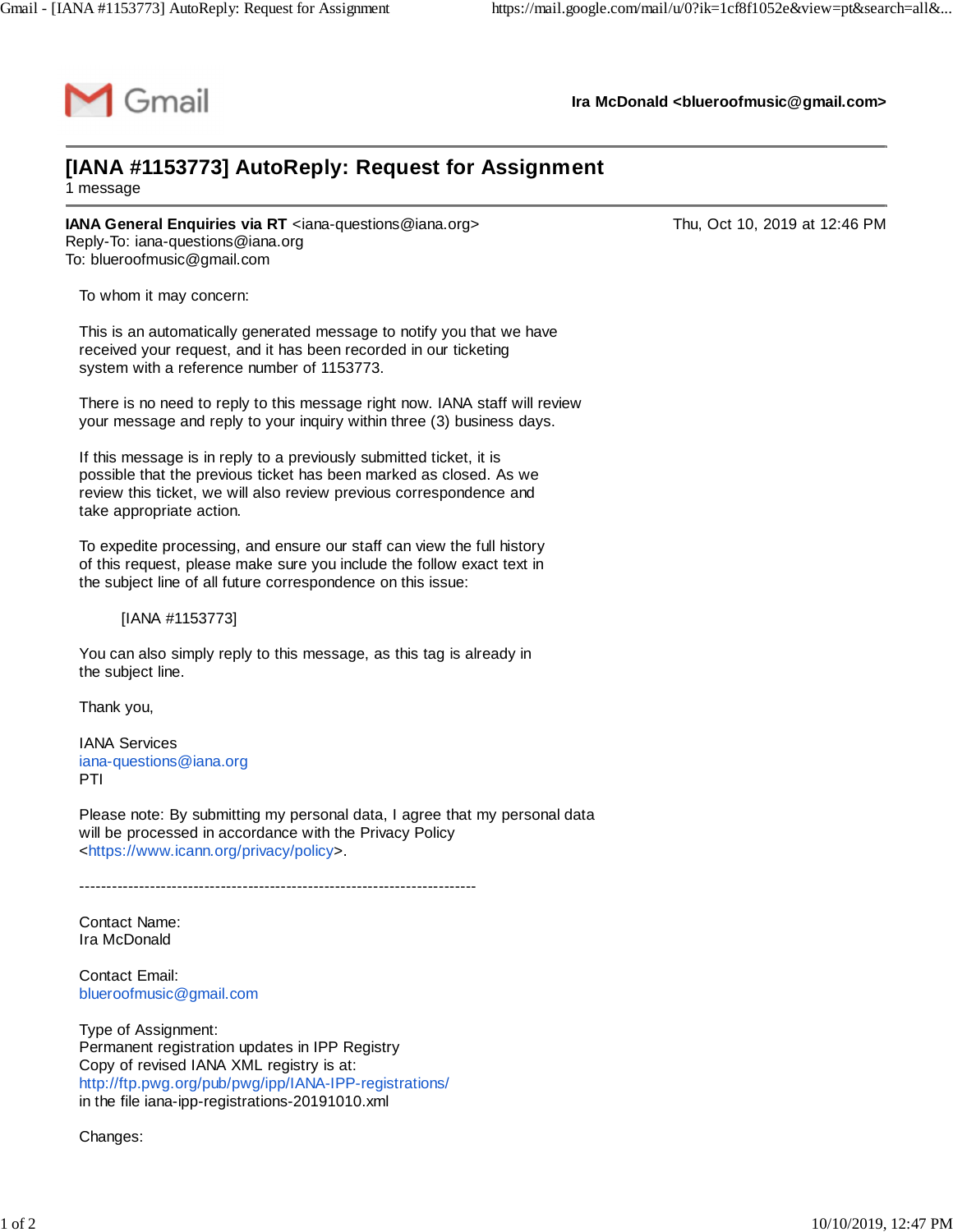Gmail — Ira McDonald <blueroofmusic@gmail.com>

# [IANA #1153773] AutoReply: Request for Assignment

1 message

**IANA General Enquiries via RT** <iana-questions@iana.org> — Thu, Oct 10, 2019 at 12:46 PM
Reply-To: iana-questions@iana.org
To: blueroofmusic@gmail.com

To whom it may concern:

This is an automatically generated message to notify you that we have received your request, and it has been recorded in our ticketing system with a reference number of 1153773.

There is no need to reply to this message right now. IANA staff will review your message and reply to your inquiry within three (3) business days.

If this message is in reply to a previously submitted ticket, it is possible that the previous ticket has been marked as closed. As we review this ticket, we will also review previous correspondence and take appropriate action.

To expedite processing, and ensure our staff can view the full history of this request, please make sure you include the follow exact text in the subject line of all future correspondence on this issue:

[IANA #1153773]

You can also simply reply to this message, as this tag is already in the subject line.

Thank you,

IANA Services
iana-questions@iana.org
PTI

Please note: By submitting my personal data, I agree that my personal data will be processed in accordance with the Privacy Policy <https://www.icann.org/privacy/policy>.

-------------------------------------------------------------------------

Contact Name:
Ira McDonald

Contact Email:
blueroofmusic@gmail.com

Type of Assignment:
Permanent registration updates in IPP Registry
Copy of revised IANA XML registry is at:
http://ftp.pwg.org/pub/pwg/ipp/IANA-IPP-registrations/
in the file iana-ipp-registrations-20191010.xml

Changes: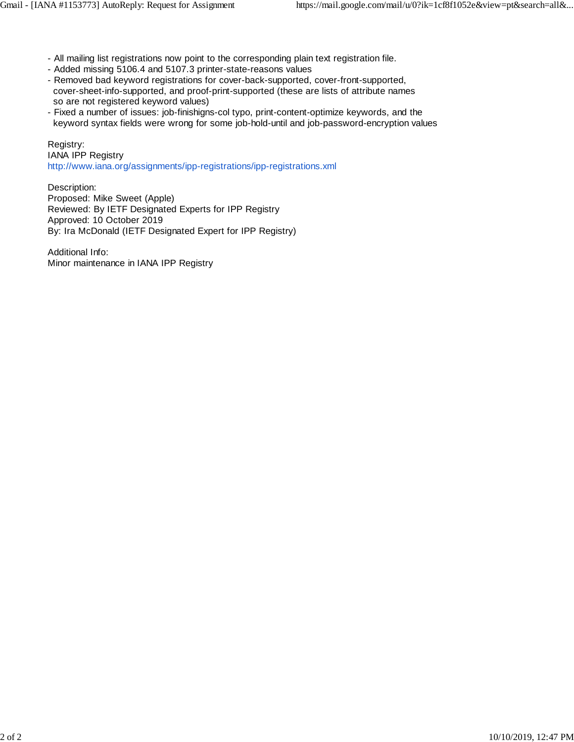- All mailing list registrations now point to the corresponding plain text registration file.
- Added missing 5106.4 and 5107.3 printer-state-reasons values
- Removed bad keyword registrations for cover-back-supported, cover-front-supported, cover-sheet-info-supported, and proof-print-supported (these are lists of attribute names so are not registered keyword values)
- Fixed a number of issues: job-finishigns-col typo, print-content-optimize keywords, and the keyword syntax fields were wrong for some job-hold-until and job-password-encryption values

Registry:
IANA IPP Registry
http://www.iana.org/assignments/ipp-registrations/ipp-registrations.xml

Description:
Proposed: Mike Sweet (Apple)
Reviewed: By IETF Designated Experts for IPP Registry
Approved: 10 October 2019
By: Ira McDonald (IETF Designated Expert for IPP Registry)

Additional Info:
Minor maintenance in IANA IPP Registry